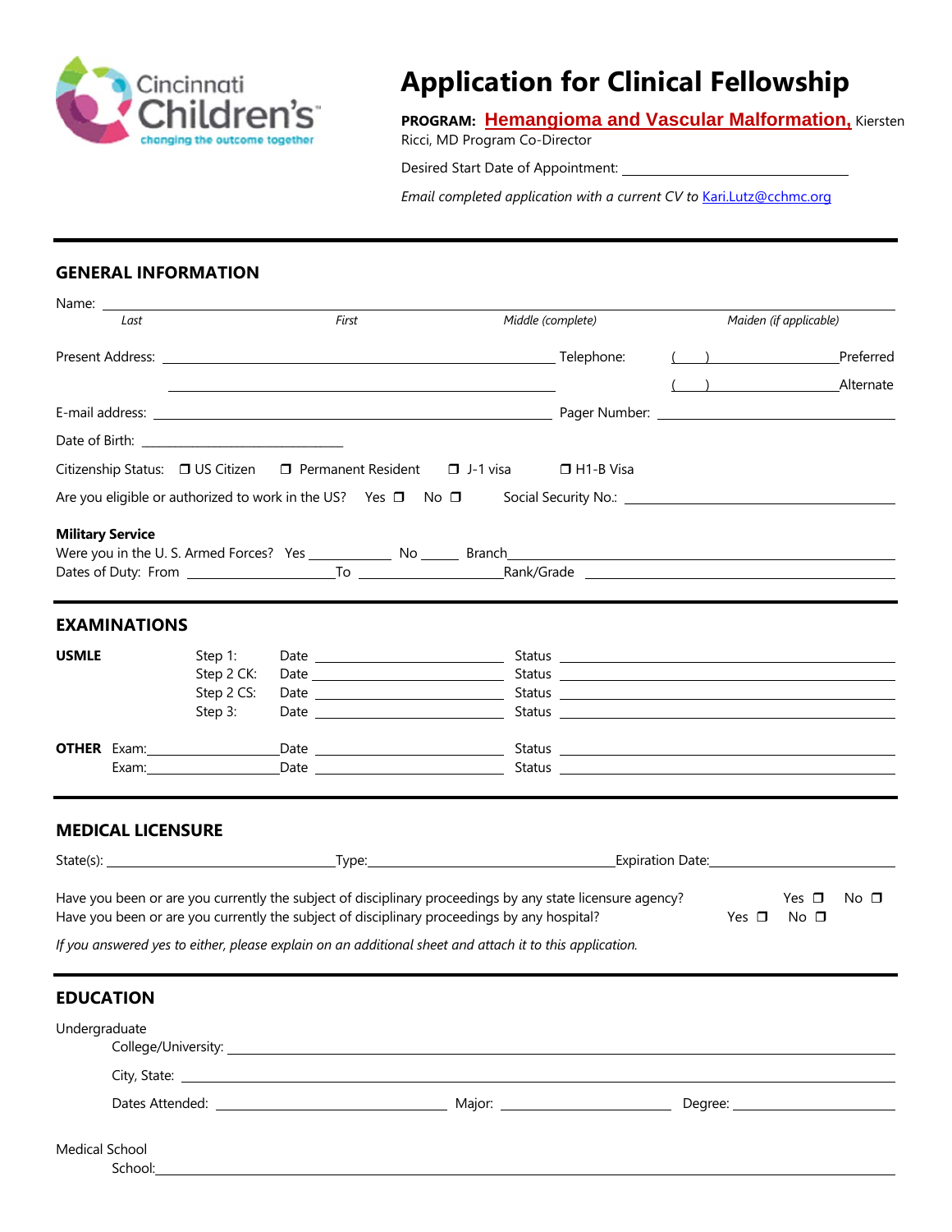Cincinnati Children's
changing the outcome together

# Application for Clinical Fellowship

**PROGRAM:** **Hemangioma and Vascular Malformation,** Kiersten Ricci, MD Program Co-Director

Desired Start Date of Appointment: ______________________________

*Email completed application with a current CV to* Kari.Lutz@cchmc.org

---

## GENERAL INFORMATION

Name: ______________________________________________________________________

*Last* *First* *Middle (complete)* *Maiden (if applicable)*

Present Address: ________________________________________ Telephone: (   ) ______________ Preferred

________________________________________ (   ) ______________ Alternate

E-mail address: ________________________________________ Pager Number: ______________________

Date of Birth: ______________________

Citizenship Status: ❐ US Citizen ❐ Permanent Resident ❐ J-1 visa ❐ H1-B Visa

Are you eligible or authorized to work in the US? Yes ❐ No ❐ Social Security No.: ______________________

**Military Service**

Were you in the U. S. Armed Forces? Yes __________ No _____ Branch ______________________________

Dates of Duty: From ________________ To ________________ Rank/Grade ______________________

---

## EXAMINATIONS

**USMLE**

Step 1: Date ______________________ Status ______________________

Step 2 CK: Date ______________________ Status ______________________

Step 2 CS: Date ______________________ Status ______________________

Step 3: Date ______________________ Status ______________________

**OTHER** Exam: ________________ Date ______________________ Status ______________________

Exam: ________________ Date ______________________ Status ______________________

---

## MEDICAL LICENSURE

State(s): ________________________ Type: ________________________ Expiration Date: ________________________

Have you been or are you currently the subject of disciplinary proceedings by any state licensure agency? Yes ❐ No ❐

Have you been or are you currently the subject of disciplinary proceedings by any hospital? Yes ❐ No ❐

*If you answered yes to either, please explain on an additional sheet and attach it to this application.*

---

## EDUCATION

Undergraduate

College/University: ______________________________________________________________

City, State: ______________________________________________________________

Dates Attended: ______________________ Major: ________________ Degree: ________________

Medical School

School: ______________________________________________________________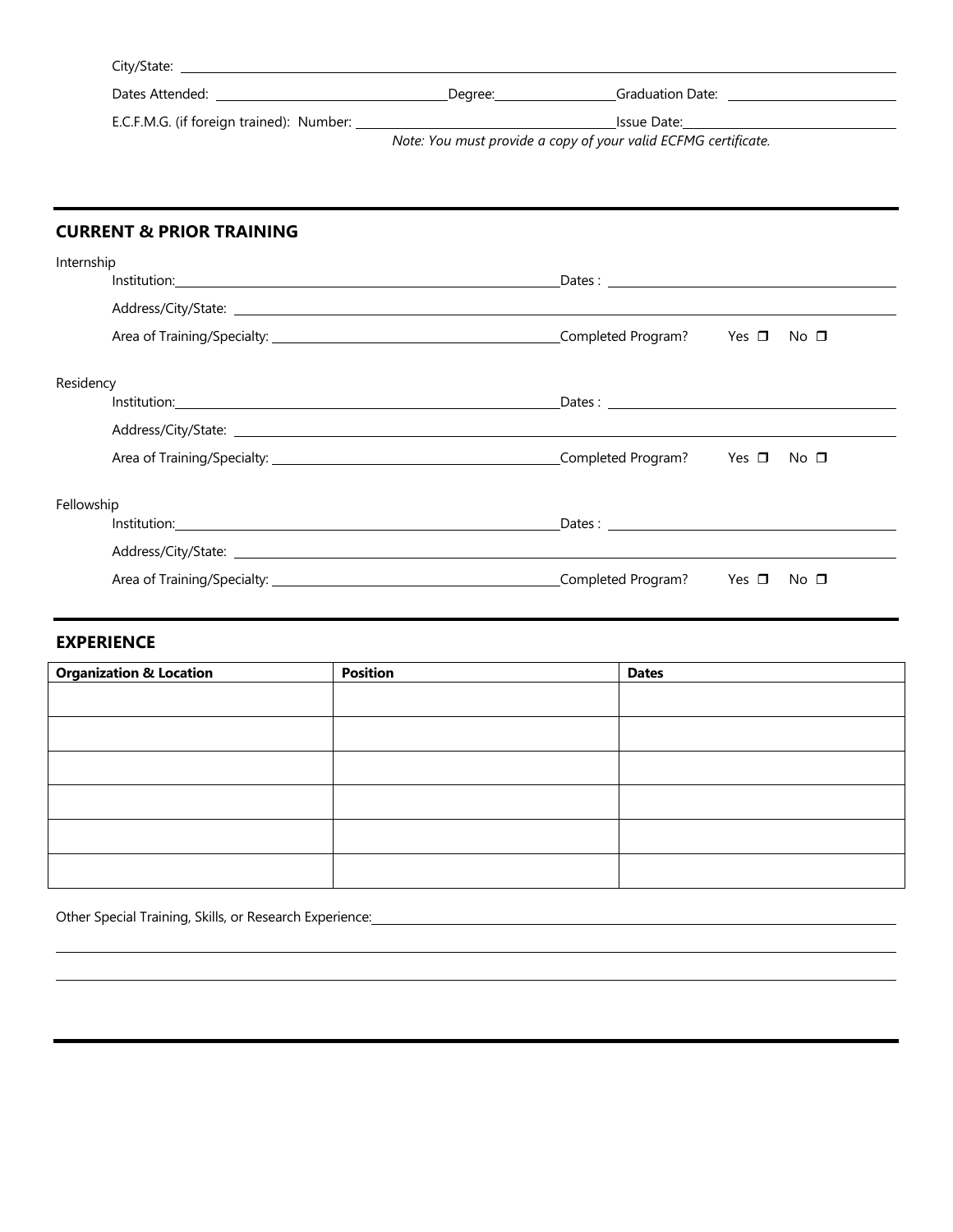City/State: ______________________________

Dates Attended: ______________________ Degree: ______________ Graduation Date: ______________________

E.C.F.M.G. (if foreign trained): Number: ______________________________ Issue Date: ______________________

*Note: You must provide a copy of your valid ECFMG certificate.*

---

## CURRENT & PRIOR TRAINING

Internship

Institution: ______________________________ Dates : ______________________________

Address/City/State: ______________________________

Area of Training/Specialty: ______________________________ Completed Program? Yes ❒ No ❒

Residency

Institution: ______________________________ Dates : ______________________________

Address/City/State: ______________________________

Area of Training/Specialty: ______________________________ Completed Program? Yes ❒ No ❒

Fellowship

Institution: ______________________________ Dates : ______________________________

Address/City/State: ______________________________

Area of Training/Specialty: ______________________________ Completed Program? Yes ❒ No ❒

---

## EXPERIENCE

| Organization & Location | Position | Dates |
|---|---|---|
| | | |
| | | |
| | | |
| | | |
| | | |
| | | |

Other Special Training, Skills, or Research Experience: ______________________________

______________________________

______________________________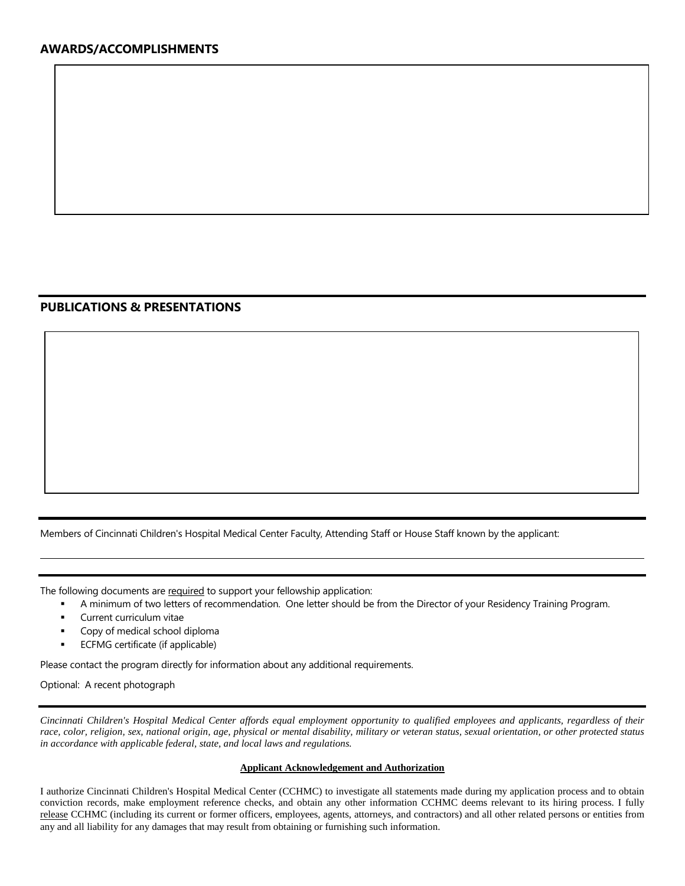## AWARDS/ACCOMPLISHMENTS

---

## PUBLICATIONS & PRESENTATIONS

---

Members of Cincinnati Children's Hospital Medical Center Faculty, Attending Staff or House Staff known by the applicant:

---

The following documents are required to support your fellowship application:

- A minimum of two letters of recommendation. One letter should be from the Director of your Residency Training Program.
- Current curriculum vitae
- Copy of medical school diploma
- ECFMG certificate (if applicable)

Please contact the program directly for information about any additional requirements.

Optional: A recent photograph

---

*Cincinnati Children's Hospital Medical Center affords equal employment opportunity to qualified employees and applicants, regardless of their race, color, religion, sex, national origin, age, physical or mental disability, military or veteran status, sexual orientation, or other protected status in accordance with applicable federal, state, and local laws and regulations.*

**Applicant Acknowledgement and Authorization**

I authorize Cincinnati Children's Hospital Medical Center (CCHMC) to investigate all statements made during my application process and to obtain conviction records, make employment reference checks, and obtain any other information CCHMC deems relevant to its hiring process. I fully release CCHMC (including its current or former officers, employees, agents, attorneys, and contractors) and all other related persons or entities from any and all liability for any damages that may result from obtaining or furnishing such information.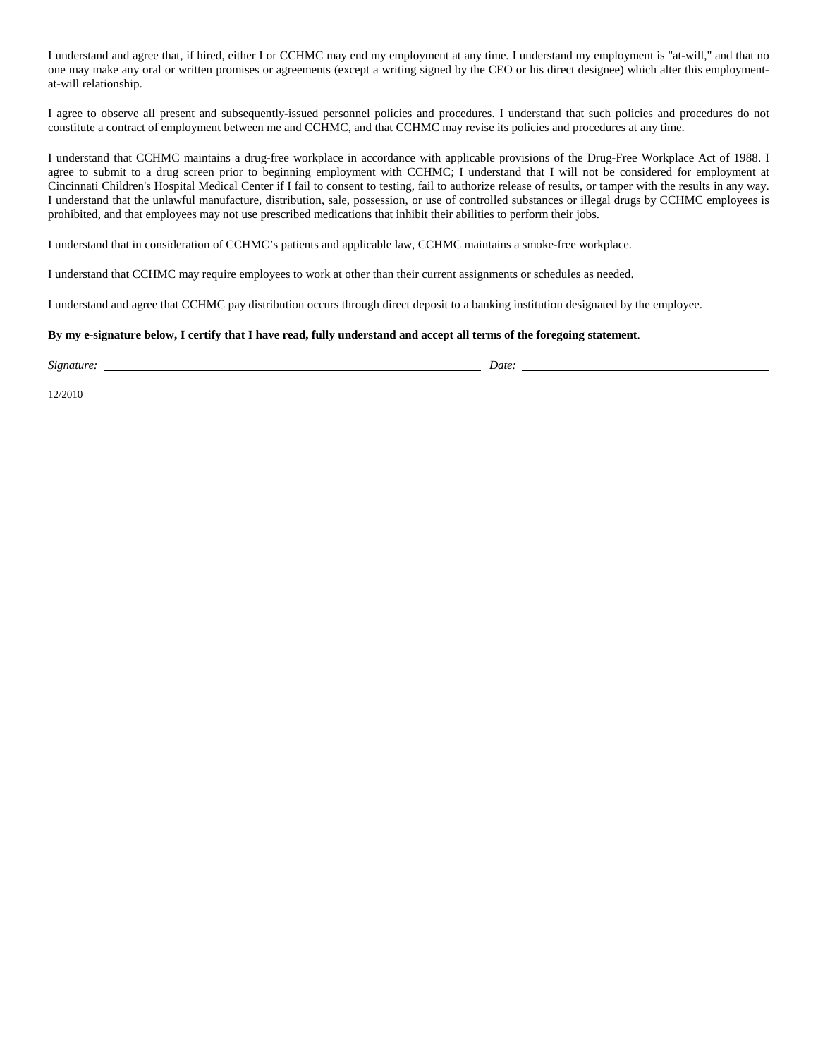I understand and agree that, if hired, either I or CCHMC may end my employment at any time. I understand my employment is "at-will," and that no one may make any oral or written promises or agreements (except a writing signed by the CEO or his direct designee) which alter this employment-at-will relationship.

I agree to observe all present and subsequently-issued personnel policies and procedures. I understand that such policies and procedures do not constitute a contract of employment between me and CCHMC, and that CCHMC may revise its policies and procedures at any time.

I understand that CCHMC maintains a drug-free workplace in accordance with applicable provisions of the Drug-Free Workplace Act of 1988. I agree to submit to a drug screen prior to beginning employment with CCHMC; I understand that I will not be considered for employment at Cincinnati Children's Hospital Medical Center if I fail to consent to testing, fail to authorize release of results, or tamper with the results in any way. I understand that the unlawful manufacture, distribution, sale, possession, or use of controlled substances or illegal drugs by CCHMC employees is prohibited, and that employees may not use prescribed medications that inhibit their abilities to perform their jobs.

I understand that in consideration of CCHMC's patients and applicable law, CCHMC maintains a smoke-free workplace.

I understand that CCHMC may require employees to work at other than their current assignments or schedules as needed.

I understand and agree that CCHMC pay distribution occurs through direct deposit to a banking institution designated by the employee.

**By my e-signature below, I certify that I have read, fully understand and accept all terms of the foregoing statement**.

*Signature:* ______________________________ *Date:* ______________________________

12/2010